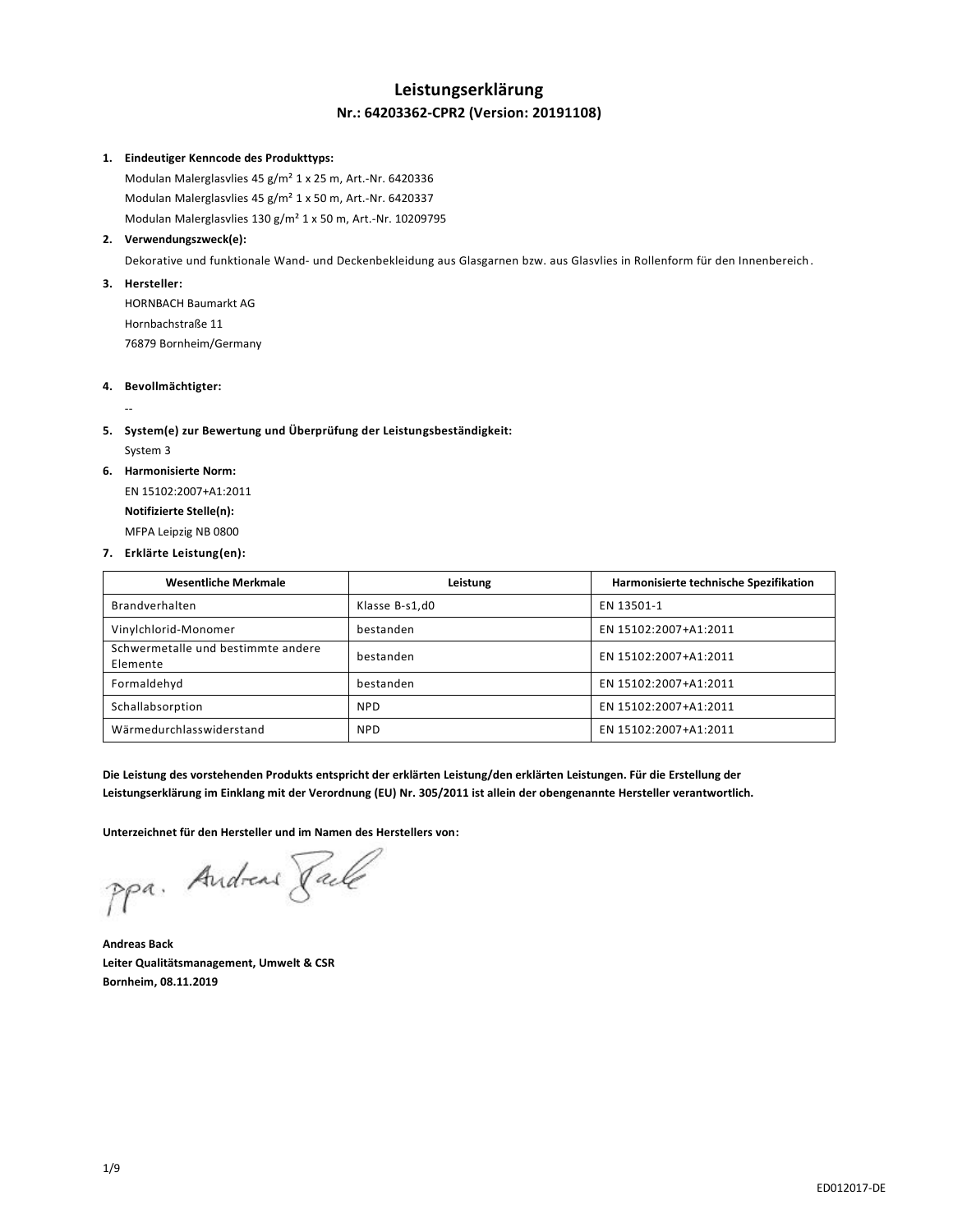# Leistungserklärung

## Nr.: 64203362-CPR2 (Version: 20191108)

1. **Eindeutiger Kenncode des Produkttyps:**
   Modulan Malerglasvlies 45 g/m² 1 x 25 m, Art.-Nr. 6420336
   Modulan Malerglasvlies 45 g/m² 1 x 50 m, Art.-Nr. 6420337
   Modulan Malerglasvlies 130 g/m² 1 x 50 m, Art.-Nr. 10209795
2. **Verwendungszweck(e):**
   Dekorative und funktionale Wand- und Deckenbekleidung aus Glasgarnen bzw. aus Glasvlies in Rollenform für den Innenbereich.
3. **Hersteller:**
   HORNBACH Baumarkt AG
   Hornbachstraße 11
   76879 Bornheim/Germany
4. **Bevollmächtigter:**
   --
5. **System(e) zur Bewertung und Überprüfung der Leistungsbeständigkeit:**
   System 3
6. **Harmonisierte Norm:**
   EN 15102:2007+A1:2011
   **Notifizierte Stelle(n):**
   MFPA Leipzig NB 0800
7. **Erklärte Leistung(en):**

| Wesentliche Merkmale | Leistung | Harmonisierte technische Spezifikation |
|---|---|---|
| Brandverhalten | Klasse B-s1,d0 | EN 13501-1 |
| Vinylchlorid-Monomer | bestanden | EN 15102:2007+A1:2011 |
| Schwermetalle und bestimmte andere Elemente | bestanden | EN 15102:2007+A1:2011 |
| Formaldehyd | bestanden | EN 15102:2007+A1:2011 |
| Schallabsorption | NPD | EN 15102:2007+A1:2011 |
| Wärmedurchlasswiderstand | NPD | EN 15102:2007+A1:2011 |

**Die Leistung des vorstehenden Produkts entspricht der erklärten Leistung/den erklärten Leistungen. Für die Erstellung der Leistungserklärung im Einklang mit der Verordnung (EU) Nr. 305/2011 ist allein der obengenannte Hersteller verantwortlich.**

**Unterzeichnet für den Hersteller und im Namen des Herstellers von:**

ppa. Andreas Back

**Andreas Back**
**Leiter Qualitätsmanagement, Umwelt & CSR**
**Bornheim, 08.11.2019**

ED012017-DE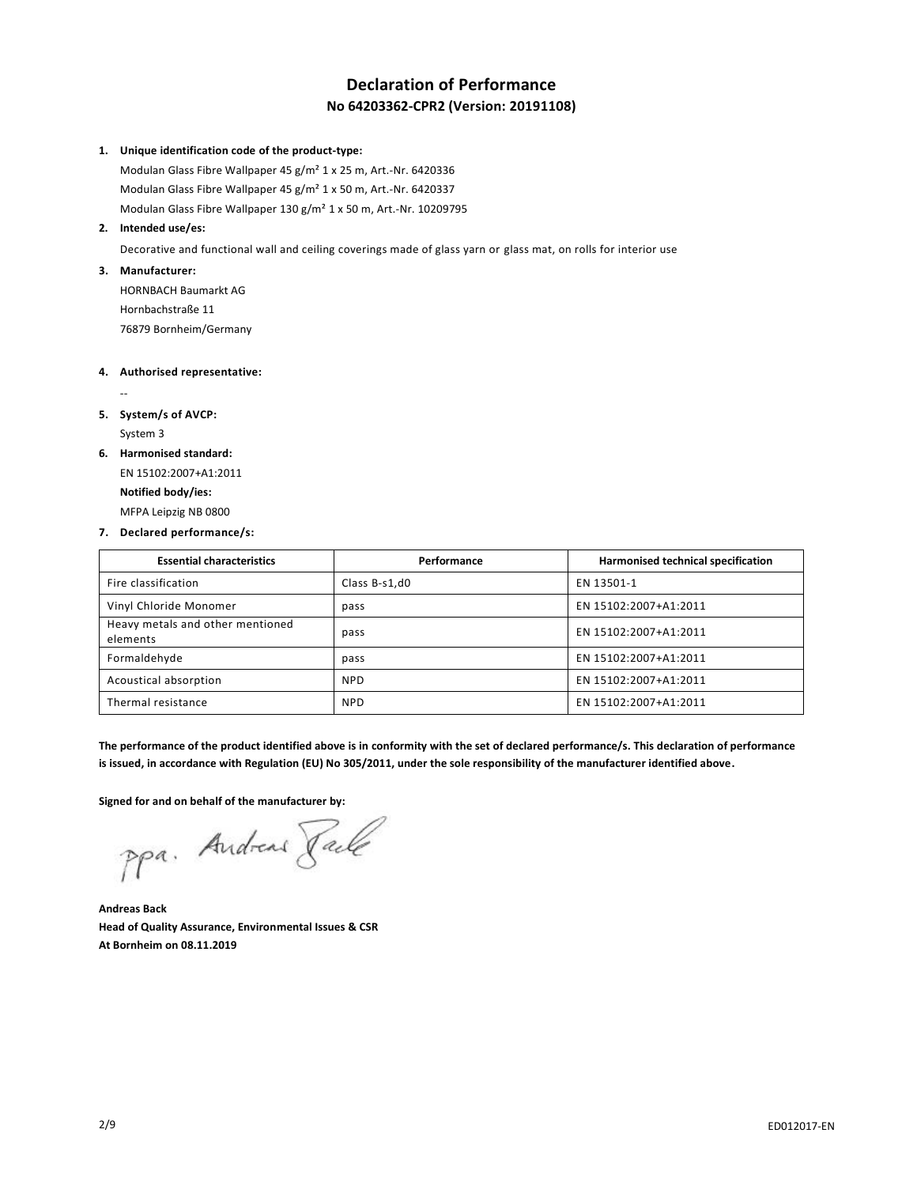# Declaration of Performance

## No 64203362-CPR2 (Version: 20191108)

1. **Unique identification code of the product-type:**

   Modulan Glass Fibre Wallpaper 45 g/m² 1 x 25 m, Art.-Nr. 6420336

   Modulan Glass Fibre Wallpaper 45 g/m² 1 x 50 m, Art.-Nr. 6420337

   Modulan Glass Fibre Wallpaper 130 g/m² 1 x 50 m, Art.-Nr. 10209795

2. **Intended use/es:**

   Decorative and functional wall and ceiling coverings made of glass yarn or glass mat, on rolls for interior use

3. **Manufacturer:**

   HORNBACH Baumarkt AG

   Hornbachstraße 11

   76879 Bornheim/Germany

4. **Authorised representative:**

   --

5. **System/s of AVCP:**

   System 3

6. **Harmonised standard:**

   EN 15102:2007+A1:2011

   **Notified body/ies:**

   MFPA Leipzig NB 0800

7. **Declared performance/s:**

| Essential characteristics | Performance | Harmonised technical specification |
| --- | --- | --- |
| Fire classification | Class B-s1,d0 | EN 13501-1 |
| Vinyl Chloride Monomer | pass | EN 15102:2007+A1:2011 |
| Heavy metals and other mentioned elements | pass | EN 15102:2007+A1:2011 |
| Formaldehyde | pass | EN 15102:2007+A1:2011 |
| Acoustical absorption | NPD | EN 15102:2007+A1:2011 |
| Thermal resistance | NPD | EN 15102:2007+A1:2011 |

**The performance of the product identified above is in conformity with the set of declared performance/s. This declaration of performance is issued, in accordance with Regulation (EU) No 305/2011, under the sole responsibility of the manufacturer identified above.**

**Signed for and on behalf of the manufacturer by:**

ppa. Andreas Back

**Andreas Back**
**Head of Quality Assurance, Environmental Issues & CSR**
**At Bornheim on 08.11.2019**

ED012017-EN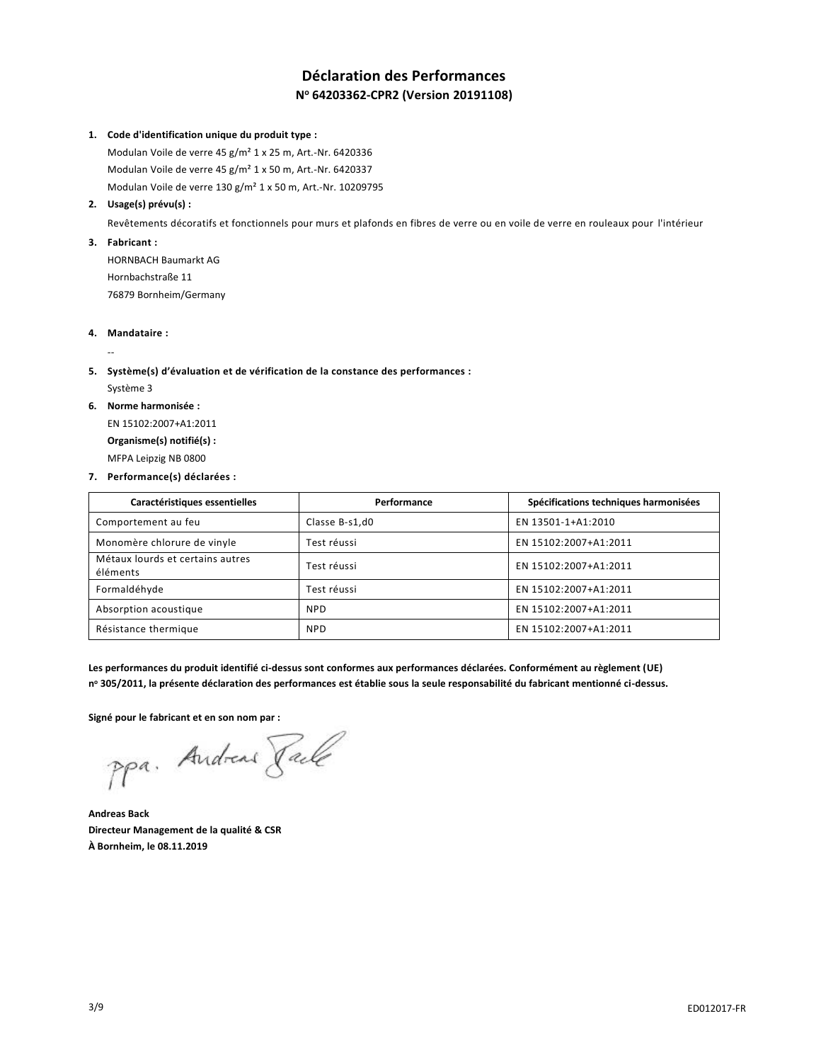# Déclaration des Performances

## N° 64203362-CPR2 (Version 20191108)

1. **Code d'identification unique du produit type :**
   Modulan Voile de verre 45 g/m² 1 x 25 m, Art.-Nr. 6420336
   Modulan Voile de verre 45 g/m² 1 x 50 m, Art.-Nr. 6420337
   Modulan Voile de verre 130 g/m² 1 x 50 m, Art.-Nr. 10209795
2. **Usage(s) prévu(s) :**
   Revêtements décoratifs et fonctionnels pour murs et plafonds en fibres de verre ou en voile de verre en rouleaux pour l'intérieur
3. **Fabricant :**
   HORNBACH Baumarkt AG
   Hornbachstraße 11
   76879 Bornheim/Germany
4. **Mandataire :**
   --
5. **Système(s) d'évaluation et de vérification de la constance des performances :**
   Système 3
6. **Norme harmonisée :**
   EN 15102:2007+A1:2011
   **Organisme(s) notifié(s) :**
   MFPA Leipzig NB 0800
7. **Performance(s) déclarées :**

| Caractéristiques essentielles | Performance | Spécifications techniques harmonisées |
|---|---|---|
| Comportement au feu | Classe B-s1,d0 | EN 13501-1+A1:2010 |
| Monomère chlorure de vinyle | Test réussi | EN 15102:2007+A1:2011 |
| Métaux lourds et certains autres éléments | Test réussi | EN 15102:2007+A1:2011 |
| Formaldéhyde | Test réussi | EN 15102:2007+A1:2011 |
| Absorption acoustique | NPD | EN 15102:2007+A1:2011 |
| Résistance thermique | NPD | EN 15102:2007+A1:2011 |

**Les performances du produit identifié ci-dessus sont conformes aux performances déclarées. Conformément au règlement (UE) n° 305/2011, la présente déclaration des performances est établie sous la seule responsabilité du fabricant mentionné ci-dessus.**

**Signé pour le fabricant et en son nom par :**

ppa. Andreas Back

**Andreas Back**
**Directeur Management de la qualité & CSR**
**À Bornheim, le 08.11.2019**

ED012017-FR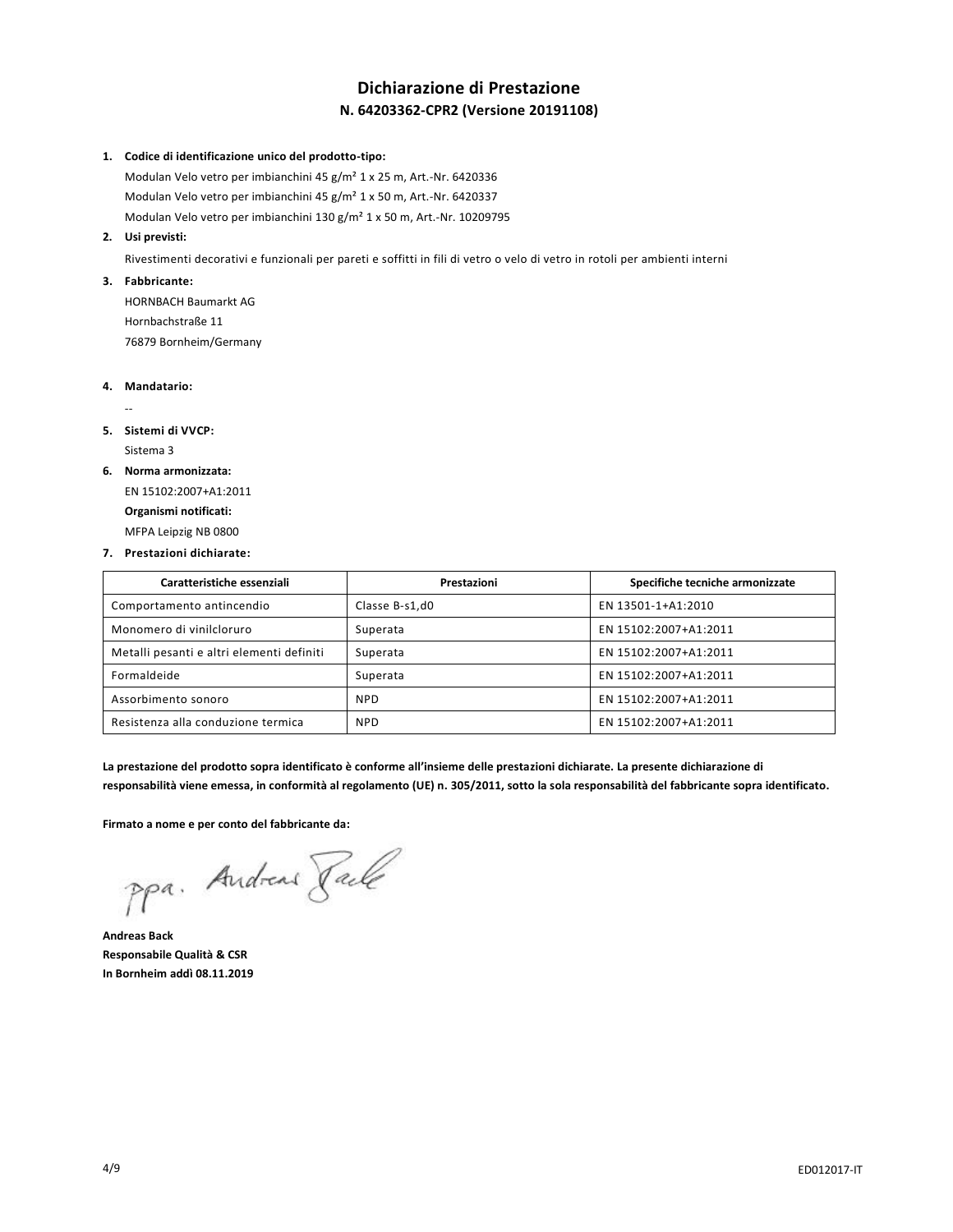# Dichiarazione di Prestazione

## N. 64203362-CPR2 (Versione 20191108)

1. **Codice di identificazione unico del prodotto-tipo:**

   Modulan Velo vetro per imbianchini 45 g/m² 1 x 25 m, Art.-Nr. 6420336

   Modulan Velo vetro per imbianchini 45 g/m² 1 x 50 m, Art.-Nr. 6420337

   Modulan Velo vetro per imbianchini 130 g/m² 1 x 50 m, Art.-Nr. 10209795

2. **Usi previsti:**

   Rivestimenti decorativi e funzionali per pareti e soffitti in fili di vetro o velo di vetro in rotoli per ambienti interni

3. **Fabbricante:**

   HORNBACH Baumarkt AG

   Hornbachstraße 11

   76879 Bornheim/Germany

4. **Mandatario:**

   --

5. **Sistemi di VVCP:**

   Sistema 3

6. **Norma armonizzata:**

   EN 15102:2007+A1:2011

   **Organismi notificati:**

   MFPA Leipzig NB 0800

7. **Prestazioni dichiarate:**

| Caratteristiche essenziali | Prestazioni | Specifiche tecniche armonizzate |
|---|---|---|
| Comportamento antincendio | Classe B-s1,d0 | EN 13501-1+A1:2010 |
| Monomero di vinilcloruro | Superata | EN 15102:2007+A1:2011 |
| Metalli pesanti e altri elementi definiti | Superata | EN 15102:2007+A1:2011 |
| Formaldeide | Superata | EN 15102:2007+A1:2011 |
| Assorbimento sonoro | NPD | EN 15102:2007+A1:2011 |
| Resistenza alla conduzione termica | NPD | EN 15102:2007+A1:2011 |

**La prestazione del prodotto sopra identificato è conforme all'insieme delle prestazioni dichiarate. La presente dichiarazione di responsabilità viene emessa, in conformità al regolamento (UE) n. 305/2011, sotto la sola responsabilità del fabbricante sopra identificato.**

**Firmato a nome e per conto del fabbricante da:**

ppa. Andreas Back

**Andreas Back**
**Responsabile Qualità & CSR**
**In Bornheim addì 08.11.2019**

ED012017-IT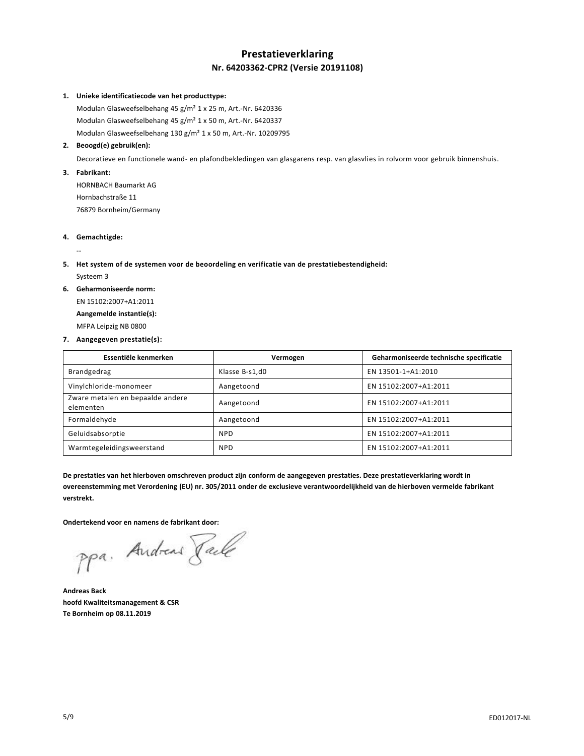# Prestatieverklaring

## Nr. 64203362-CPR2 (Versie 20191108)

1. **Unieke identificatiecode van het producttype:**

   Modulan Glasweefselbehang 45 g/m² 1 x 25 m, Art.-Nr. 6420336

   Modulan Glasweefselbehang 45 g/m² 1 x 50 m, Art.-Nr. 6420337

   Modulan Glasweefselbehang 130 g/m² 1 x 50 m, Art.-Nr. 10209795

2. **Beoogd(e) gebruik(en):**

   Decoratieve en functionele wand- en plafondbekledingen van glasgarens resp. van glasvlies in rolvorm voor gebruik binnenshuis.

3. **Fabrikant:**

   HORNBACH Baumarkt AG

   Hornbachstraße 11

   76879 Bornheim/Germany

4. **Gemachtigde:**

   --

5. **Het system of de systemen voor de beoordeling en verificatie van de prestatiebestendigheid:**

   Systeem 3

6. **Geharmoniseerde norm:**

   EN 15102:2007+A1:2011

   **Aangemelde instantie(s):**

   MFPA Leipzig NB 0800

7. **Aangegeven prestatie(s):**

| Essentiële kenmerken | Vermogen | Geharmoniseerde technische specificatie |
|---|---|---|
| Brandgedrag | Klasse B-s1,d0 | EN 13501-1+A1:2010 |
| Vinylchloride-monomeer | Aangetoond | EN 15102:2007+A1:2011 |
| Zware metalen en bepaalde andere elementen | Aangetoond | EN 15102:2007+A1:2011 |
| Formaldehyde | Aangetoond | EN 15102:2007+A1:2011 |
| Geluidsabsorptie | NPD | EN 15102:2007+A1:2011 |
| Warmtegeleidingsweerstand | NPD | EN 15102:2007+A1:2011 |

**De prestaties van het hierboven omschreven product zijn conform de aangegeven prestaties. Deze prestatieverklaring wordt in overeenstemming met Verordening (EU) nr. 305/2011 onder de exclusieve verantwoordelijkheid van de hierboven vermelde fabrikant verstrekt.**

**Ondertekend voor en namens de fabrikant door:**

ppa. Andreas Back

**Andreas Back**
**hoofd Kwaliteitsmanagement & CSR**
**Te Bornheim op 08.11.2019**

ED012017-NL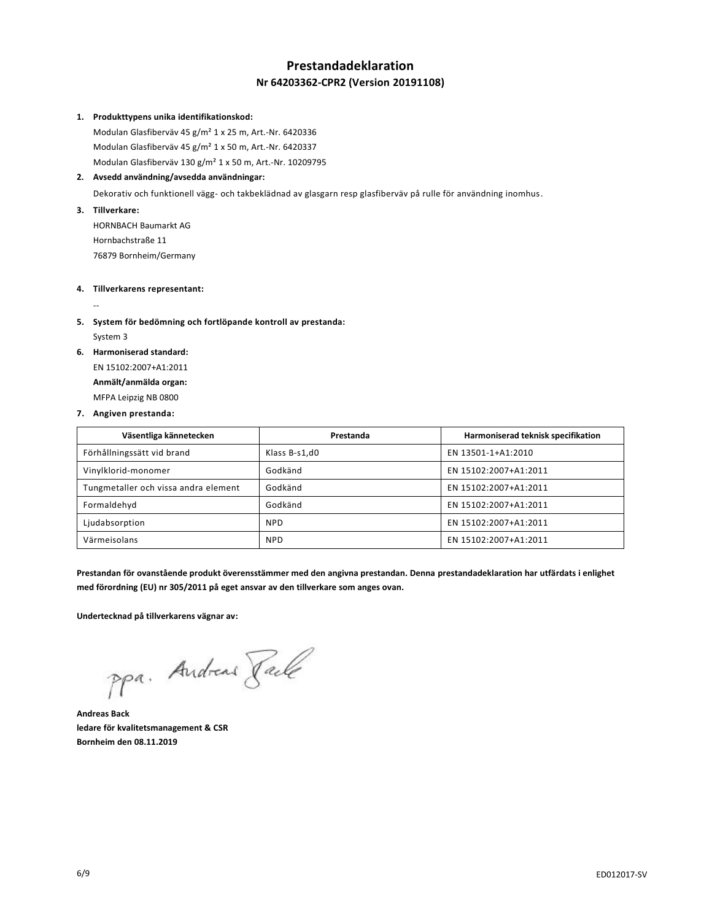# Prestandadeklaration

## Nr 64203362-CPR2 (Version 20191108)

1. **Produkttypens unika identifikationskod:**

   Modulan Glasfiberväv 45 g/m² 1 x 25 m, Art.-Nr. 6420336

   Modulan Glasfiberväv 45 g/m² 1 x 50 m, Art.-Nr. 6420337

   Modulan Glasfiberväv 130 g/m² 1 x 50 m, Art.-Nr. 10209795

2. **Avsedd användning/avsedda användningar:**

   Dekorativ och funktionell vägg- och takbeklädnad av glasgarn resp glasfiberväv på rulle för användning inomhus.

3. **Tillverkare:**

   HORNBACH Baumarkt AG

   Hornbachstraße 11

   76879 Bornheim/Germany

4. **Tillverkarens representant:**

   --

5. **System för bedömning och fortlöpande kontroll av prestanda:**

   System 3

6. **Harmoniserad standard:**

   EN 15102:2007+A1:2011

   **Anmält/anmälda organ:**

   MFPA Leipzig NB 0800

7. **Angiven prestanda:**

| Väsentliga kännetecken | Prestanda | Harmoniserad teknisk specifikation |
|---|---|---|
| Förhållningssätt vid brand | Klass B-s1,d0 | EN 13501-1+A1:2010 |
| Vinylklorid-monomer | Godkänd | EN 15102:2007+A1:2011 |
| Tungmetaller och vissa andra element | Godkänd | EN 15102:2007+A1:2011 |
| Formaldehyd | Godkänd | EN 15102:2007+A1:2011 |
| Ljudabsorption | NPD | EN 15102:2007+A1:2011 |
| Värmeisolans | NPD | EN 15102:2007+A1:2011 |

**Prestandan för ovanstående produkt överensstämmer med den angivna prestandan. Denna prestandadeklaration har utfärdats i enlighet med förordning (EU) nr 305/2011 på eget ansvar av den tillverkare som anges ovan.**

**Undertecknad på tillverkarens vägnar av:**

ppa. Andreas Back

**Andreas Back**
**ledare för kvalitetsmanagement & CSR**
**Bornheim den 08.11.2019**

ED012017-SV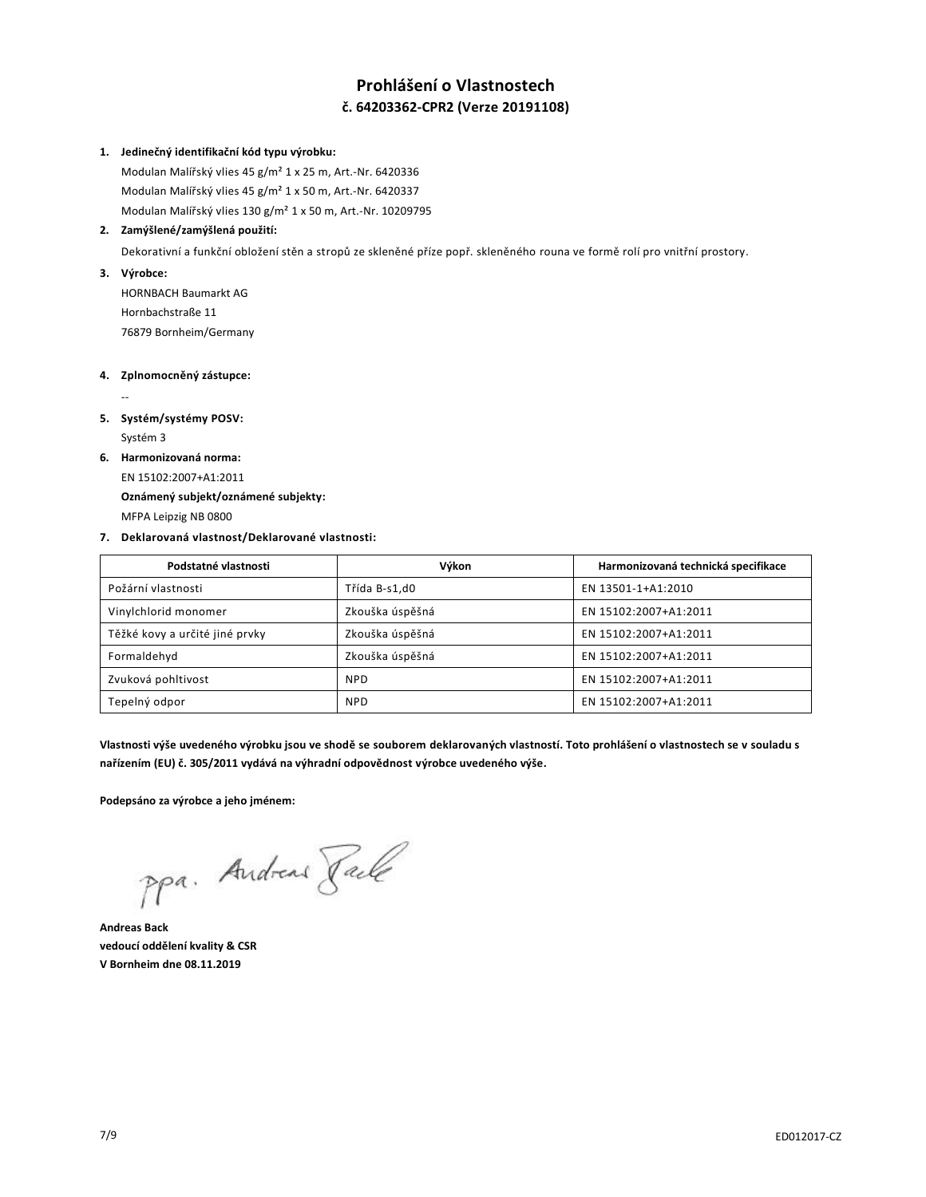# Prohlášení o Vlastnostech

## č. 64203362-CPR2 (Verze 20191108)

1. **Jedinečný identifikační kód typu výrobku:**

   Modulan Malířský vlies 45 g/m² 1 x 25 m, Art.-Nr. 6420336

   Modulan Malířský vlies 45 g/m² 1 x 50 m, Art.-Nr. 6420337

   Modulan Malířský vlies 130 g/m² 1 x 50 m, Art.-Nr. 10209795

2. **Zamýšlené/zamýšlená použití:**

   Dekorativní a funkční obložení stěn a stropů ze skleněné příze popř. skleněného rouna ve formě rolí pro vnitřní prostory.

3. **Výrobce:**

   HORNBACH Baumarkt AG

   Hornbachstraße 11

   76879 Bornheim/Germany

4. **Zplnomocněný zástupce:**

   --

5. **Systém/systémy POSV:**

   Systém 3

6. **Harmonizovaná norma:**

   EN 15102:2007+A1:2011

   **Oznámený subjekt/oznámené subjekty:**

   MFPA Leipzig NB 0800

7. **Deklarovaná vlastnost/Deklarované vlastnosti:**

| Podstatné vlastnosti | Výkon | Harmonizovaná technická specifikace |
|---|---|---|
| Požární vlastnosti | Třída B-s1,d0 | EN 13501-1+A1:2010 |
| Vinylchlorid monomer | Zkouška úspěšná | EN 15102:2007+A1:2011 |
| Těžké kovy a určité jiné prvky | Zkouška úspěšná | EN 15102:2007+A1:2011 |
| Formaldehyd | Zkouška úspěšná | EN 15102:2007+A1:2011 |
| Zvuková pohltivost | NPD | EN 15102:2007+A1:2011 |
| Tepelný odpor | NPD | EN 15102:2007+A1:2011 |

**Vlastnosti výše uvedeného výrobku jsou ve shodě se souborem deklarovaných vlastností. Toto prohlášení o vlastnostech se v souladu s nařízením (EU) č. 305/2011 vydává na výhradní odpovědnost výrobce uvedeného výše.**

**Podepsáno za výrobce a jeho jménem:**

ppa. Andreas Back

**Andreas Back**
**vedoucí oddělení kvality & CSR**
**V Bornheim dne 08.11.2019**

ED012017-CZ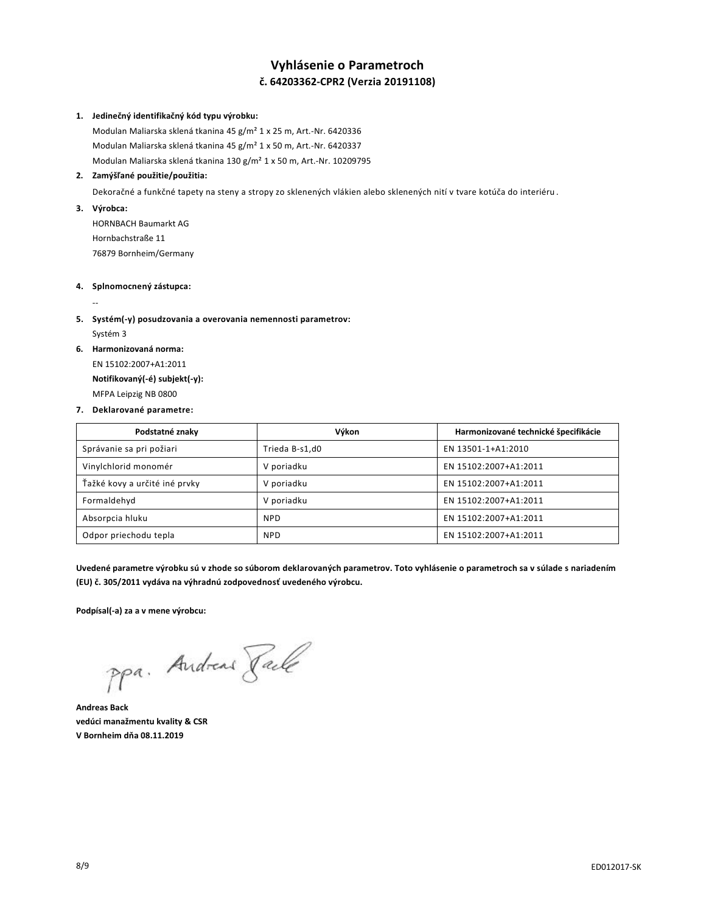# Vyhlásenie o Parametroch

## č. 64203362-CPR2 (Verzia 20191108)

1. **Jedinečný identifikačný kód typu výrobku:**
   Modulan Maliarska sklená tkanina 45 g/m² 1 x 25 m, Art.-Nr. 6420336
   Modulan Maliarska sklená tkanina 45 g/m² 1 x 50 m, Art.-Nr. 6420337
   Modulan Maliarska sklená tkanina 130 g/m² 1 x 50 m, Art.-Nr. 10209795
2. **Zamýšľané použitie/použitia:**
   Dekoračné a funkčné tapety na steny a stropy zo sklenených vlákien alebo sklenených nití v tvare kotúča do interiéru.
3. **Výrobca:**
   HORNBACH Baumarkt AG
   Hornbachstraße 11
   76879 Bornheim/Germany
4. **Splnomocnený zástupca:**
   --
5. **Systém(-y) posudzovania a overovania nemennosti parametrov:**
   Systém 3
6. **Harmonizovaná norma:**
   EN 15102:2007+A1:2011
   **Notifikovaný(-é) subjekt(-y):**
   MFPA Leipzig NB 0800
7. **Deklarované parametre:**

| Podstatné znaky | Výkon | Harmonizované technické špecifikácie |
|---|---|---|
| Správanie sa pri požiari | Trieda B-s1,d0 | EN 13501-1+A1:2010 |
| Vinylchlorid monomér | V poriadku | EN 15102:2007+A1:2011 |
| Ťažké kovy a určité iné prvky | V poriadku | EN 15102:2007+A1:2011 |
| Formaldehyd | V poriadku | EN 15102:2007+A1:2011 |
| Absorpcia hluku | NPD | EN 15102:2007+A1:2011 |
| Odpor priechodu tepla | NPD | EN 15102:2007+A1:2011 |

**Uvedené parametre výrobku sú v zhode so súborom deklarovaných parametrov. Toto vyhlásenie o parametroch sa v súlade s nariadením (EU) č. 305/2011 vydáva na výhradnú zodpovednosť uvedeného výrobcu.**

**Podpísal(-a) za a v mene výrobcu:**

ppa. Andreas Back

**Andreas Back**
**vedúci manažmentu kvality & CSR**
**V Bornheim dňa 08.11.2019**

ED012017-SK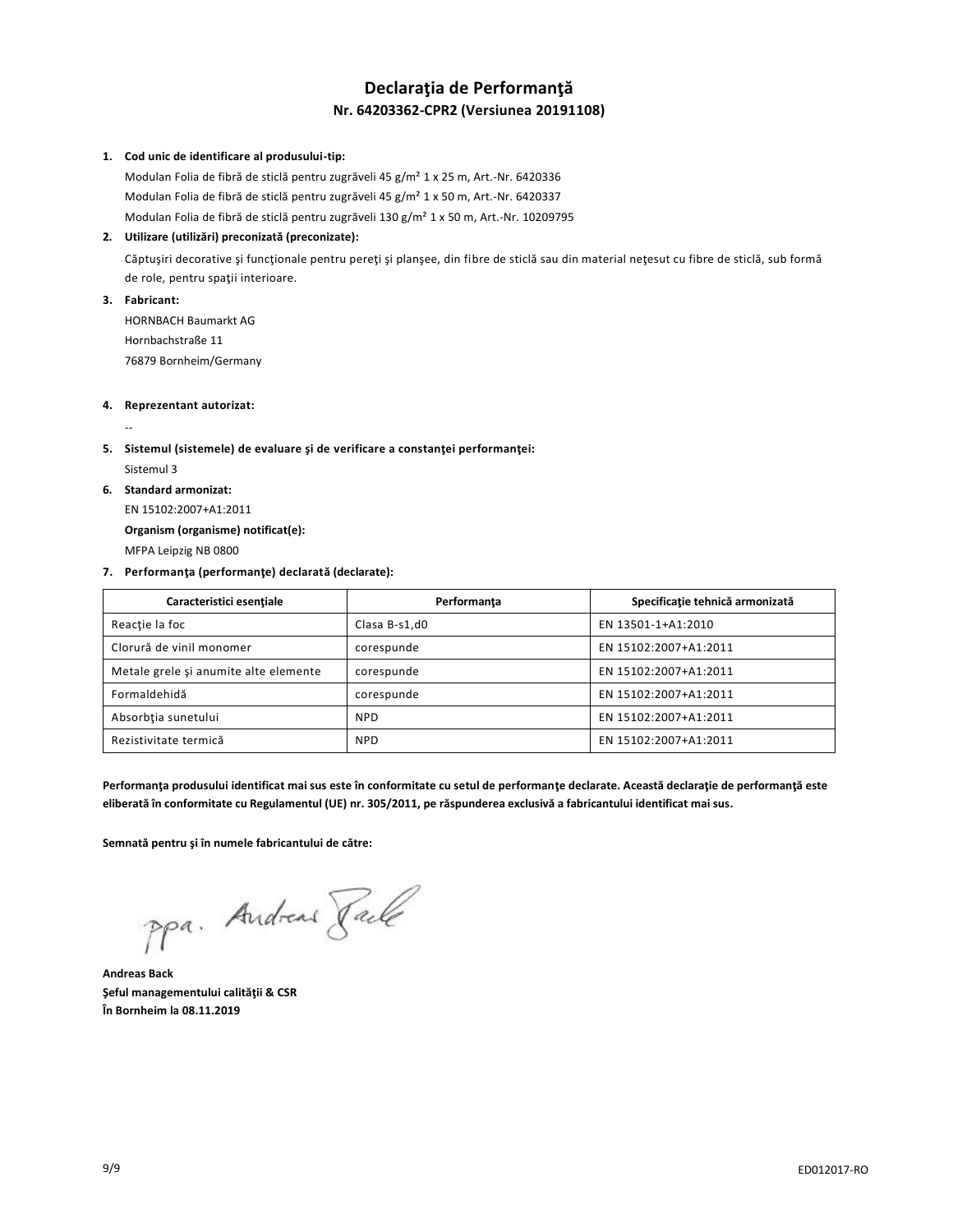# Declaraţia de Performanţă

## Nr. 64203362-CPR2 (Versiunea 20191108)

1. **Cod unic de identificare al produsului-tip:**
   Modulan Folia de fibră de sticlă pentru zugrăveli 45 g/m² 1 x 25 m, Art.-Nr. 6420336
   Modulan Folia de fibră de sticlă pentru zugrăveli 45 g/m² 1 x 50 m, Art.-Nr. 6420337
   Modulan Folia de fibră de sticlă pentru zugrăveli 130 g/m² 1 x 50 m, Art.-Nr. 10209795
2. **Utilizare (utilizări) preconizată (preconizate):**
   Căptuşiri decorative şi funcţionale pentru pereţi şi planşee, din fibre de sticlă sau din material neţesut cu fibre de sticlă, sub formă de role, pentru spaţii interioare.
3. **Fabricant:**
   HORNBACH Baumarkt AG
   Hornbachstraße 11
   76879 Bornheim/Germany
4. **Reprezentant autorizat:**
   --
5. **Sistemul (sistemele) de evaluare şi de verificare a constanţei performanţei:**
   Sistemul 3
6. **Standard armonizat:**
   EN 15102:2007+A1:2011
   **Organism (organisme) notificat(e):**
   MFPA Leipzig NB 0800
7. **Performanţa (performanţe) declarată (declarate):**

| Caracteristici esenţiale | Performanţa | Specificaţie tehnică armonizată |
|---|---|---|
| Reacţie la foc | Clasa B-s1,d0 | EN 13501-1+A1:2010 |
| Clorură de vinil monomer | corespunde | EN 15102:2007+A1:2011 |
| Metale grele şi anumite alte elemente | corespunde | EN 15102:2007+A1:2011 |
| Formaldehidă | corespunde | EN 15102:2007+A1:2011 |
| Absorbţia sunetului | NPD | EN 15102:2007+A1:2011 |
| Rezistivitate termică | NPD | EN 15102:2007+A1:2011 |

**Performanţa produsului identificat mai sus este în conformitate cu setul de performanţe declarate. Această declaraţie de performanţă este eliberată în conformitate cu Regulamentul (UE) nr. 305/2011, pe răspunderea exclusivă a fabricantului identificat mai sus.**

**Semnată pentru şi în numele fabricantului de către:**

ppa. Andreas Back

**Andreas Back**
**Şeful managementului calităţii & CSR**
**În Bornheim la 08.11.2019**

ED012017-RO